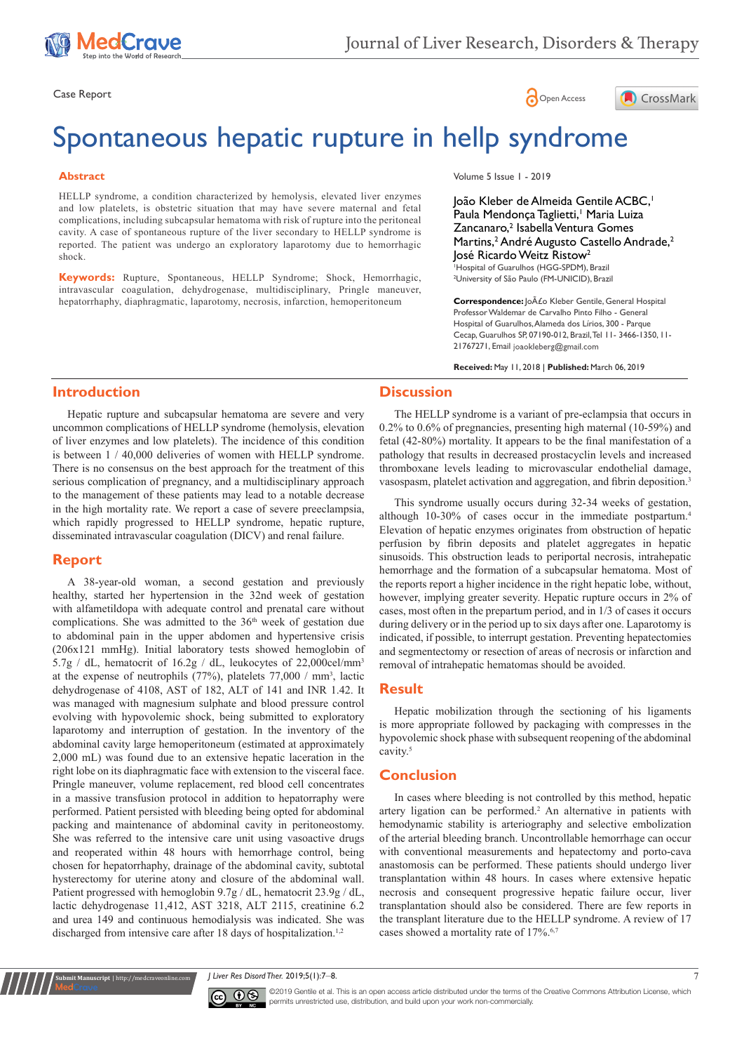Case Report

# Spontaneous hepatic rupture in hellp syndrome

Volume 5 Issue 1 - 2019

João Kleber de Almeida Gentile ACBC,[1] Paula Mendonça Taglietti,[1] Maria Luiza Zancanaro,[2] Isabella Ventura Gomes Martins,[2] André Augusto Castello Andrade,[2] José Ricardo Weitz Ristow[2]

[1]Hospital of Guarulhos (HGG-SPDM), Brazil
[2]University of São Paulo (FM-UNICID), Brazil

**Correspondence:** JoÃ£o Kleber Gentile, General Hospital Professor Waldemar de Carvalho Pinto Filho - General Hospital of Guarulhos, Alameda dos Lírios, 300 - Parque Cecap, Guarulhos SP, 07190-012, Brazil, Tel 11- 3466-1350, 11-21767271, Email joaokleberg@gmail.com

**Received:** May 11, 2018 | **Published:** March 06, 2019

## Abstract

HELLP syndrome, a condition characterized by hemolysis, elevated liver enzymes and low platelets, is obstetric situation that may have severe maternal and fetal complications, including subcapsular hematoma with risk of rupture into the peritoneal cavity. A case of spontaneous rupture of the liver secondary to HELLP syndrome is reported. The patient was undergo an exploratory laparotomy due to hemorrhagic shock.

**Keywords:** Rupture, Spontaneous, HELLP Syndrome; Shock, Hemorrhagic, intravascular coagulation, dehydrogenase, multidisciplinary, Pringle maneuver, hepatorrhaphy, diaphragmatic, laparotomy, necrosis, infarction, hemoperitoneum

## Introduction

Hepatic rupture and subcapsular hematoma are severe and very uncommon complications of HELLP syndrome (hemolysis, elevation of liver enzymes and low platelets). The incidence of this condition is between 1 / 40,000 deliveries of women with HELLP syndrome. There is no consensus on the best approach for the treatment of this serious complication of pregnancy, and a multidisciplinary approach to the management of these patients may lead to a notable decrease in the high mortality rate. We report a case of severe preeclampsia, which rapidly progressed to HELLP syndrome, hepatic rupture, disseminated intravascular coagulation (DICV) and renal failure.

## Report

A 38-year-old woman, a second gestation and previously healthy, started her hypertension in the 32nd week of gestation with alfametildopa with adequate control and prenatal care without complications. She was admitted to the 36th week of gestation due to abdominal pain in the upper abdomen and hypertensive crisis (206x121 mmHg). Initial laboratory tests showed hemoglobin of 5.7g / dL, hematocrit of 16.2g / dL, leukocytes of 22,000cel/mm³ at the expense of neutrophils (77%), platelets 77,000 / mm³, lactic dehydrogenase of 4108, AST of 182, ALT of 141 and INR 1.42. It was managed with magnesium sulphate and blood pressure control evolving with hypovolemic shock, being submitted to exploratory laparotomy and interruption of gestation. In the inventory of the abdominal cavity large hemoperitoneum (estimated at approximately 2,000 mL) was found due to an extensive hepatic laceration in the right lobe on its diaphragmatic face with extension to the visceral face. Pringle maneuver, volume replacement, red blood cell concentrates in a massive transfusion protocol in addition to hepatorraphy were performed. Patient persisted with bleeding being opted for abdominal packing and maintenance of abdominal cavity in peritoneostomy. She was referred to the intensive care unit using vasoactive drugs and reoperated within 48 hours with hemorrhage control, being chosen for hepatorrhaphy, drainage of the abdominal cavity, subtotal hysterectomy for uterine atony and closure of the abdominal wall. Patient progressed with hemoglobin 9.7g / dL, hematocrit 23.9g / dL, lactic dehydrogenase 11,412, AST 3218, ALT 2115, creatinine 6.2 and urea 149 and continuous hemodialysis was indicated. She was discharged from intensive care after 18 days of hospitalization.[1,2]

## Discussion

The HELLP syndrome is a variant of pre-eclampsia that occurs in 0.2% to 0.6% of pregnancies, presenting high maternal (10-59%) and fetal (42-80%) mortality. It appears to be the final manifestation of a pathology that results in decreased prostacyclin levels and increased thromboxane levels leading to microvascular endothelial damage, vasospasm, platelet activation and aggregation, and fibrin deposition.[3]

This syndrome usually occurs during 32-34 weeks of gestation, although 10-30% of cases occur in the immediate postpartum.[4] Elevation of hepatic enzymes originates from obstruction of hepatic perfusion by fibrin deposits and platelet aggregates in hepatic sinusoids. This obstruction leads to periportal necrosis, intrahepatic hemorrhage and the formation of a subcapsular hematoma. Most of the reports report a higher incidence in the right hepatic lobe, without, however, implying greater severity. Hepatic rupture occurs in 2% of cases, most often in the prepartum period, and in 1/3 of cases it occurs during delivery or in the period up to six days after one. Laparotomy is indicated, if possible, to interrupt gestation. Preventing hepatectomies and segmentectomy or resection of areas of necrosis or infarction and removal of intrahepatic hematomas should be avoided.

## Result

Hepatic mobilization through the sectioning of his ligaments is more appropriate followed by packaging with compresses in the hypovolemic shock phase with subsequent reopening of the abdominal cavity.[5]

## Conclusion

In cases where bleeding is not controlled by this method, hepatic artery ligation can be performed.[2] An alternative in patients with hemodynamic stability is arteriography and selective embolization of the arterial bleeding branch. Uncontrollable hemorrhage can occur with conventional measurements and hepatectomy and porto-cava anastomosis can be performed. These patients should undergo liver transplantation within 48 hours. In cases where extensive hepatic necrosis and consequent progressive hepatic failure occur, liver transplantation should also be considered. There are few reports in the transplant literature due to the HELLP syndrome. A review of 17 cases showed a mortality rate of 17%.[6,7]

©2019 Gentile et al. This is an open access article distributed under the terms of the Creative Commons Attribution License, which permits unrestricted use, distribution, and build upon your work non-commercially.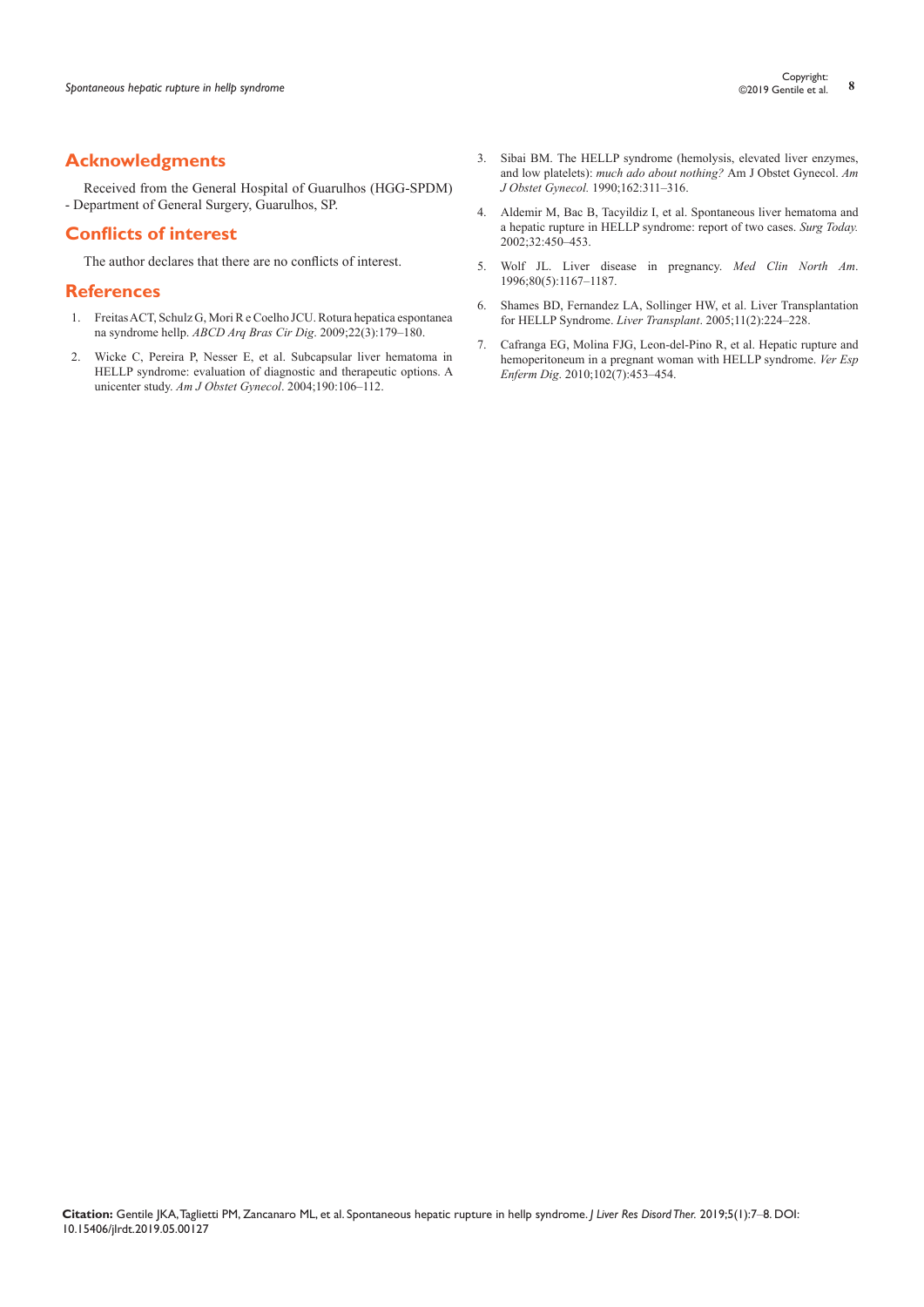## Acknowledgments

Received from the General Hospital of Guarulhos (HGG-SPDM) - Department of General Surgery, Guarulhos, SP.

## Conflicts of interest

The author declares that there are no conflicts of interest.

## References

1. Freitas ACT, Schulz G, Mori R e Coelho JCU. Rotura hepatica espontanea na syndrome hellp. *ABCD Arq Bras Cir Dig*. 2009;22(3):179–180.
2. Wicke C, Pereira P, Nesser E, et al. Subcapsular liver hematoma in HELLP syndrome: evaluation of diagnostic and therapeutic options. A unicenter study. *Am J Obstet Gynecol*. 2004;190:106–112.
3. Sibai BM. The HELLP syndrome (hemolysis, elevated liver enzymes, and low platelets): *much ado about nothing?* Am J Obstet Gynecol. *Am J Obstet Gynecol.* 1990;162:311–316.
4. Aldemir M, Bac B, Tacyildiz I, et al. Spontaneous liver hematoma and a hepatic rupture in HELLP syndrome: report of two cases. *Surg Today.* 2002;32:450–453.
5. Wolf JL. Liver disease in pregnancy. *Med Clin North Am*. 1996;80(5):1167–1187.
6. Shames BD, Fernandez LA, Sollinger HW, et al. Liver Transplantation for HELLP Syndrome. *Liver Transplant*. 2005;11(2):224–228.
7. Cafranga EG, Molina FJG, Leon-del-Pino R, et al. Hepatic rupture and hemoperitoneum in a pregnant woman with HELLP syndrome. *Ver Esp Enferm Dig*. 2010;102(7):453–454.

**Citation:** Gentile JKA, Taglietti PM, Zancanaro ML, et al. Spontaneous hepatic rupture in hellp syndrome. *J Liver Res Disord Ther.* 2019;5(1):7–8. DOI: 10.15406/jlrdt.2019.05.00127